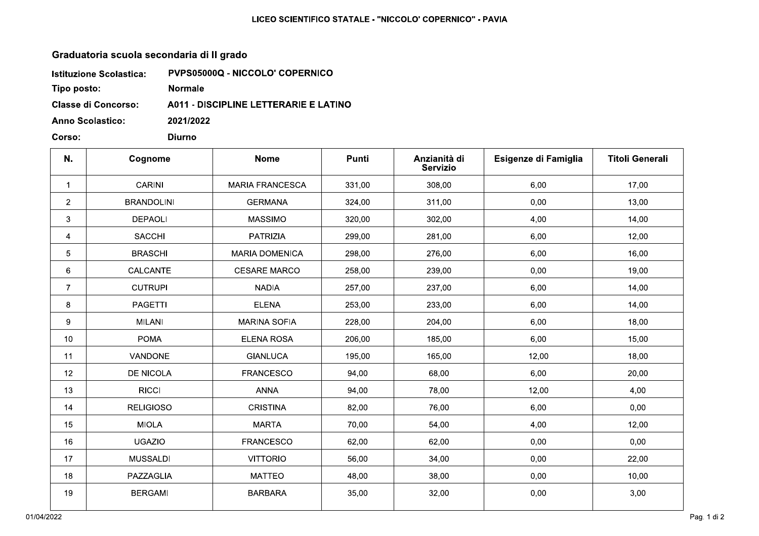# LICEO SCIENTIFICO STATALE - "NICCOLO' COPERNICO" - PAVIA

## Graduatoria scuola secondaria di II grado

**Istituzione Scolastica:** PVPS05000Q - NICCOLO' COPERNICO

**Tipo posto:** Normale

**Classe di Concorso:** A011 - DISCIPLINE LETTERARIE E LATINO

**Anno Scolastico:** 2021/2022

**Corso:** Diurno

| N. | Cognome | Nome | Punti | Anzianità di Servizio | Esigenze di Famiglia | Titoli Generali |
|---|---|---|---|---|---|---|
| 1 | CARINI | MARIA FRANCESCA | 331,00 | 308,00 | 6,00 | 17,00 |
| 2 | BRANDOLINI | GERMANA | 324,00 | 311,00 | 0,00 | 13,00 |
| 3 | DEPAOLI | MASSIMO | 320,00 | 302,00 | 4,00 | 14,00 |
| 4 | SACCHI | PATRIZIA | 299,00 | 281,00 | 6,00 | 12,00 |
| 5 | BRASCHI | MARIA DOMENICA | 298,00 | 276,00 | 6,00 | 16,00 |
| 6 | CALCANTE | CESARE MARCO | 258,00 | 239,00 | 0,00 | 19,00 |
| 7 | CUTRUPI | NADIA | 257,00 | 237,00 | 6,00 | 14,00 |
| 8 | PAGETTI | ELENA | 253,00 | 233,00 | 6,00 | 14,00 |
| 9 | MILANI | MARINA SOFIA | 228,00 | 204,00 | 6,00 | 18,00 |
| 10 | POMA | ELENA ROSA | 206,00 | 185,00 | 6,00 | 15,00 |
| 11 | VANDONE | GIANLUCA | 195,00 | 165,00 | 12,00 | 18,00 |
| 12 | DE NICOLA | FRANCESCO | 94,00 | 68,00 | 6,00 | 20,00 |
| 13 | RICCI | ANNA | 94,00 | 78,00 | 12,00 | 4,00 |
| 14 | RELIGIOSO | CRISTINA | 82,00 | 76,00 | 6,00 | 0,00 |
| 15 | MIOLA | MARTA | 70,00 | 54,00 | 4,00 | 12,00 |
| 16 | UGAZIO | FRANCESCO | 62,00 | 62,00 | 0,00 | 0,00 |
| 17 | MUSSALDI | VITTORIO | 56,00 | 34,00 | 0,00 | 22,00 |
| 18 | PAZZAGLIA | MATTEO | 48,00 | 38,00 | 0,00 | 10,00 |
| 19 | BERGAMI | BARBARA | 35,00 | 32,00 | 0,00 | 3,00 |

01/04/2022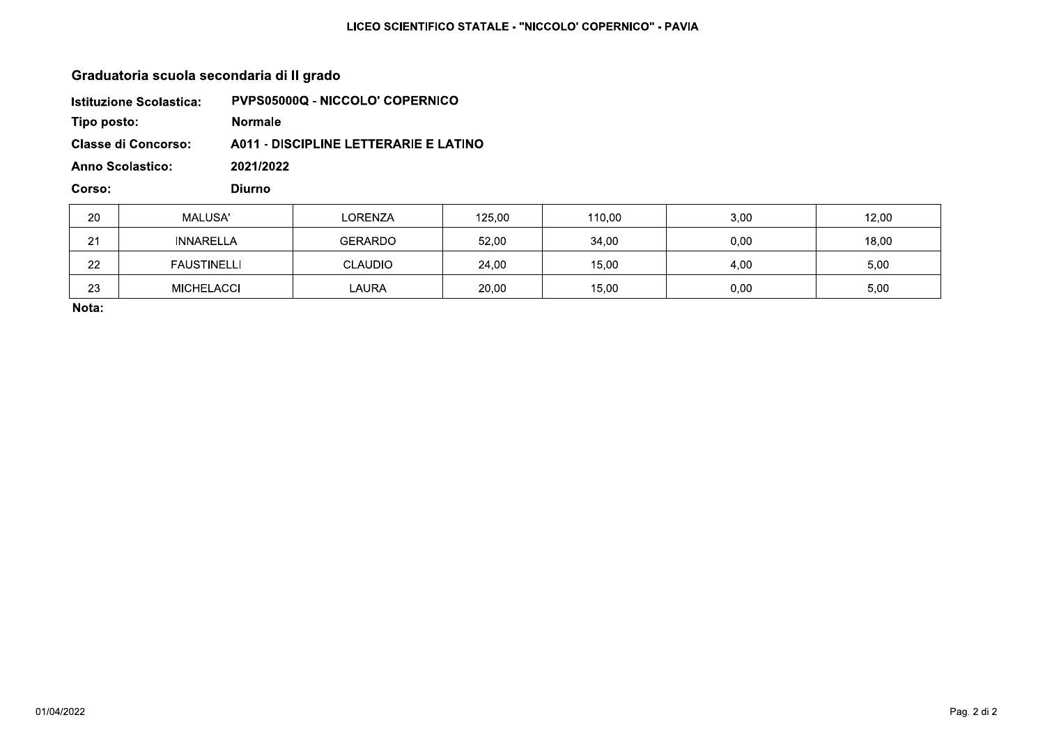## Graduatoria scuola secondaria di II grado

**Istituzione Scolastica:** PVPS05000Q - NICCOLO' COPERNICO

**Tipo posto:** Normale

**Classe di Concorso:** A011 - DISCIPLINE LETTERARIE E LATINO

**Anno Scolastico:** 2021/2022

**Corso:** Diurno

| | | | | | | |
|---|---|---|---|---|---|---|
| 20 | MALUSA' | LORENZA | 125,00 | 110,00 | 3,00 | 12,00 |
| 21 | INNARELLA | GERARDO | 52,00 | 34,00 | 0,00 | 18,00 |
| 22 | FAUSTINELLI | CLAUDIO | 24,00 | 15,00 | 4,00 | 5,00 |
| 23 | MICHELACCI | LAURA | 20,00 | 15,00 | 0,00 | 5,00 |

**Nota:**

01/04/2022